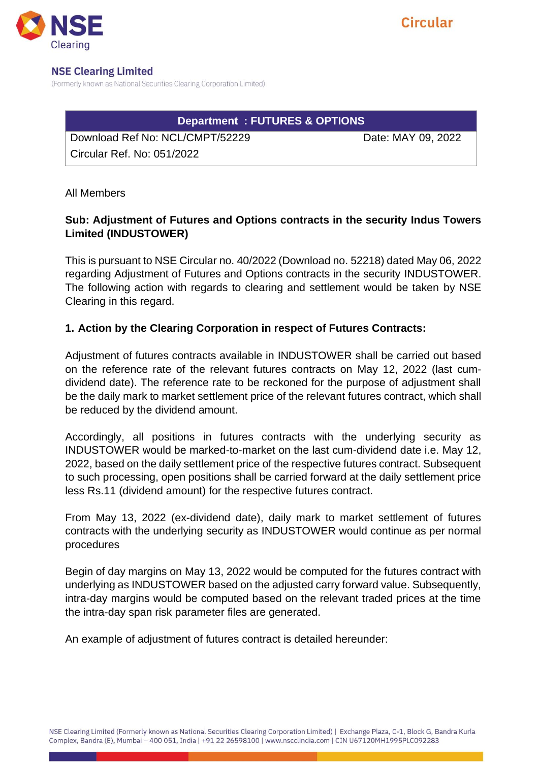**NSE Clearing Limited**
(Formerly known as National Securities Clearing Corporation Limited)

**Circular**

| **Department : FUTURES & OPTIONS** | |
|---|---|
| Download Ref No: NCL/CMPT/52229 | Date: MAY 09, 2022 |
| Circular Ref. No: 051/2022 | |

All Members

**Sub: Adjustment of Futures and Options contracts in the security Indus Towers Limited (INDUSTOWER)**

This is pursuant to NSE Circular no. 40/2022 (Download no. 52218) dated May 06, 2022 regarding Adjustment of Futures and Options contracts in the security INDUSTOWER. The following action with regards to clearing and settlement would be taken by NSE Clearing in this regard.

**1. Action by the Clearing Corporation in respect of Futures Contracts:**

Adjustment of futures contracts available in INDUSTOWER shall be carried out based on the reference rate of the relevant futures contracts on May 12, 2022 (last cum-dividend date). The reference rate to be reckoned for the purpose of adjustment shall be the daily mark to market settlement price of the relevant futures contract, which shall be reduced by the dividend amount.

Accordingly, all positions in futures contracts with the underlying security as INDUSTOWER would be marked-to-market on the last cum-dividend date i.e. May 12, 2022, based on the daily settlement price of the respective futures contract. Subsequent to such processing, open positions shall be carried forward at the daily settlement price less Rs.11 (dividend amount) for the respective futures contract.

From May 13, 2022 (ex-dividend date), daily mark to market settlement of futures contracts with the underlying security as INDUSTOWER would continue as per normal procedures

Begin of day margins on May 13, 2022 would be computed for the futures contract with underlying as INDUSTOWER based on the adjusted carry forward value. Subsequently, intra-day margins would be computed based on the relevant traded prices at the time the intra-day span risk parameter files are generated.

An example of adjustment of futures contract is detailed hereunder: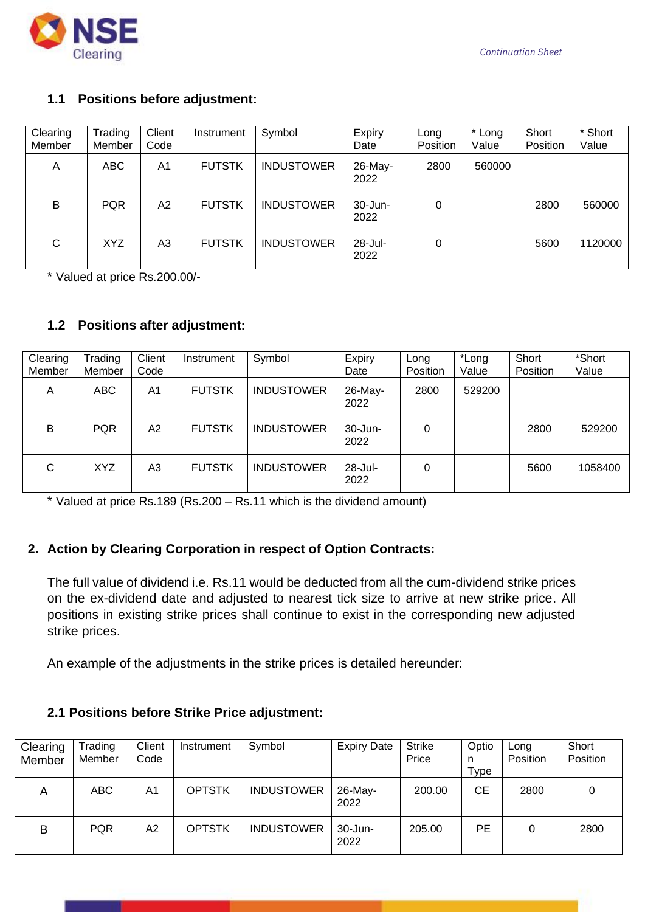### 1.1 Positions before adjustment:

| Clearing Member | Trading Member | Client Code | Instrument | Symbol | Expiry Date | Long Position | * Long Value | Short Position | * Short Value |
|---|---|---|---|---|---|---|---|---|---|
| A | ABC | A1 | FUTSTK | INDUSTOWER | 26-May-2022 | 2800 | 560000 | | |
| B | PQR | A2 | FUTSTK | INDUSTOWER | 30-Jun-2022 | 0 | | 2800 | 560000 |
| C | XYZ | A3 | FUTSTK | INDUSTOWER | 28-Jul-2022 | 0 | | 5600 | 1120000 |

\* Valued at price Rs.200.00/-

### 1.2 Positions after adjustment:

| Clearing Member | Trading Member | Client Code | Instrument | Symbol | Expiry Date | Long Position | *Long Value | Short Position | *Short Value |
|---|---|---|---|---|---|---|---|---|---|
| A | ABC | A1 | FUTSTK | INDUSTOWER | 26-May-2022 | 2800 | 529200 | | |
| B | PQR | A2 | FUTSTK | INDUSTOWER | 30-Jun-2022 | 0 | | 2800 | 529200 |
| C | XYZ | A3 | FUTSTK | INDUSTOWER | 28-Jul-2022 | 0 | | 5600 | 1058400 |

\* Valued at price Rs.189 (Rs.200 – Rs.11 which is the dividend amount)

## 2. Action by Clearing Corporation in respect of Option Contracts:

The full value of dividend i.e. Rs.11 would be deducted from all the cum-dividend strike prices on the ex-dividend date and adjusted to nearest tick size to arrive at new strike price. All positions in existing strike prices shall continue to exist in the corresponding new adjusted strike prices.

An example of the adjustments in the strike prices is detailed hereunder:

### 2.1 Positions before Strike Price adjustment:

| Clearing Member | Trading Member | Client Code | Instrument | Symbol | Expiry Date | Strike Price | Option Type | Long Position | Short Position |
|---|---|---|---|---|---|---|---|---|---|
| A | ABC | A1 | OPTSTK | INDUSTOWER | 26-May-2022 | 200.00 | CE | 2800 | 0 |
| B | PQR | A2 | OPTSTK | INDUSTOWER | 30-Jun-2022 | 205.00 | PE | 0 | 2800 |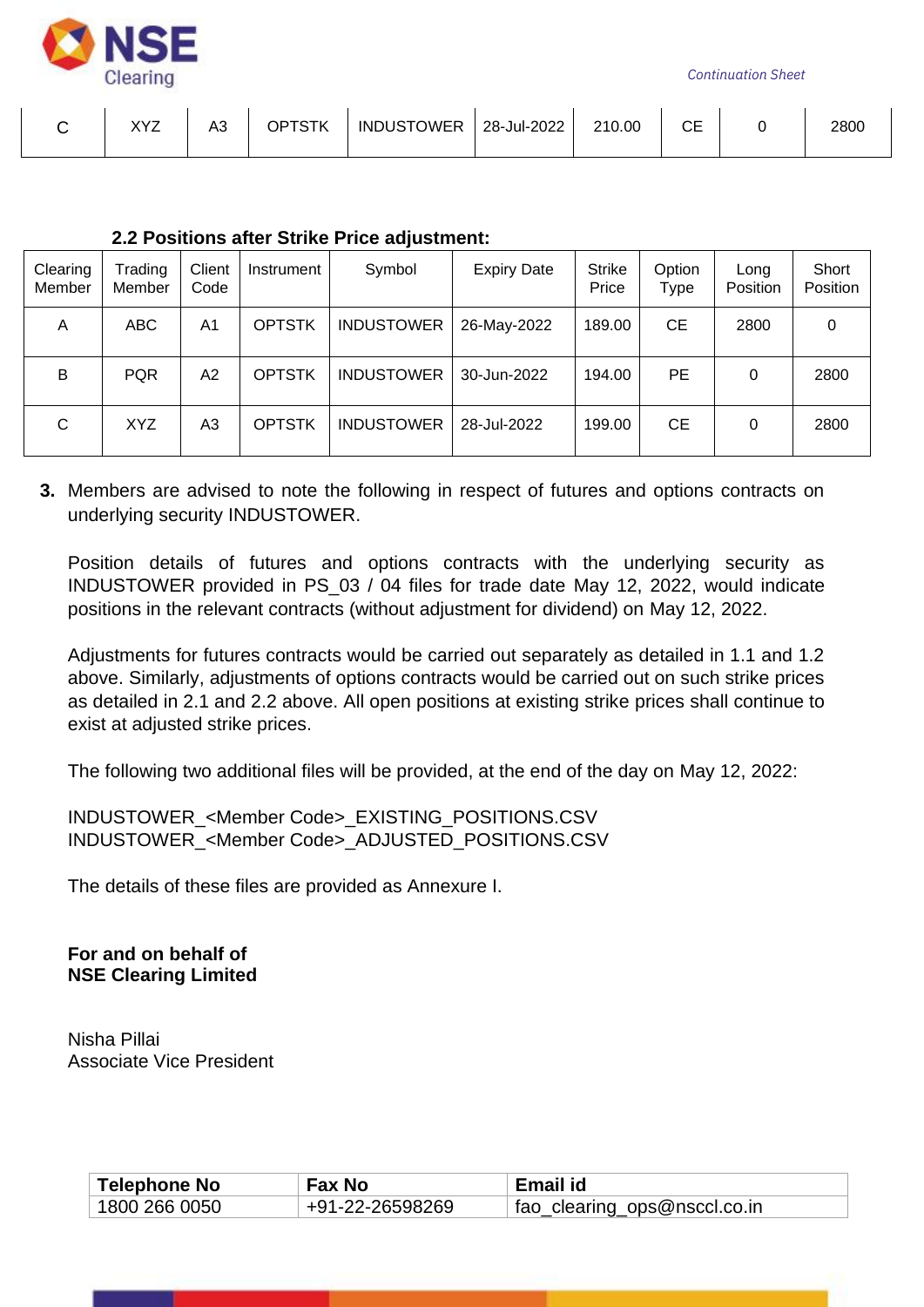| C | XYZ | A3 | OPTSTK | INDUSTOWER | 28-Jul-2022 | 210.00 | CE | 0 | 2800 |
|---|---|---|---|---|---|---|---|---|---|

**2.2 Positions after Strike Price adjustment:**

| Clearing Member | Trading Member | Client Code | Instrument | Symbol | Expiry Date | Strike Price | Option Type | Long Position | Short Position |
|---|---|---|---|---|---|---|---|---|---|
| A | ABC | A1 | OPTSTK | INDUSTOWER | 26-May-2022 | 189.00 | CE | 2800 | 0 |
| B | PQR | A2 | OPTSTK | INDUSTOWER | 30-Jun-2022 | 194.00 | PE | 0 | 2800 |
| C | XYZ | A3 | OPTSTK | INDUSTOWER | 28-Jul-2022 | 199.00 | CE | 0 | 2800 |

**3.** Members are advised to note the following in respect of futures and options contracts on underlying security INDUSTOWER.

Position details of futures and options contracts with the underlying security as INDUSTOWER provided in PS_03 / 04 files for trade date May 12, 2022, would indicate positions in the relevant contracts (without adjustment for dividend) on May 12, 2022.

Adjustments for futures contracts would be carried out separately as detailed in 1.1 and 1.2 above. Similarly, adjustments of options contracts would be carried out on such strike prices as detailed in 2.1 and 2.2 above. All open positions at existing strike prices shall continue to exist at adjusted strike prices.

The following two additional files will be provided, at the end of the day on May 12, 2022:

INDUSTOWER_<Member Code>_EXISTING_POSITIONS.CSV
INDUSTOWER_<Member Code>_ADJUSTED_POSITIONS.CSV

The details of these files are provided as Annexure I.

**For and on behalf of**
**NSE Clearing Limited**

Nisha Pillai
Associate Vice President

| Telephone No | Fax No | Email id |
|---|---|---|
| 1800 266 0050 | +91-22-26598269 | fao_clearing_ops@nsccl.co.in |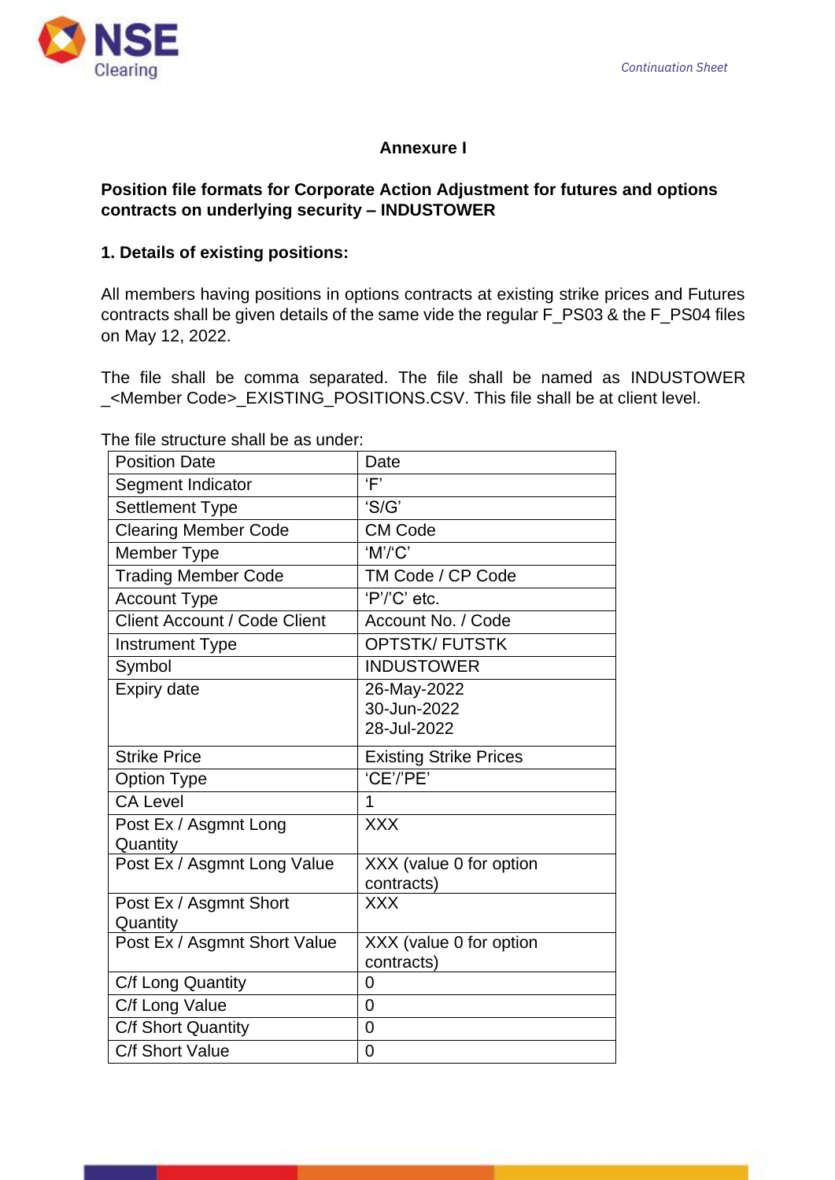## Annexure I

**Position file formats for Corporate Action Adjustment for futures and options contracts on underlying security – INDUSTOWER**

### 1. Details of existing positions:

All members having positions in options contracts at existing strike prices and Futures contracts shall be given details of the same vide the regular F_PS03 & the F_PS04 files on May 12, 2022.

The file shall be comma separated. The file shall be named as INDUSTOWER _<Member Code>_EXISTING_POSITIONS.CSV. This file shall be at client level.

The file structure shall be as under:

| | |
|---|---|
| Position Date | Date |
| Segment Indicator | 'F' |
| Settlement Type | 'S/G' |
| Clearing Member Code | CM Code |
| Member Type | 'M'/'C' |
| Trading Member Code | TM Code / CP Code |
| Account Type | 'P'/'C' etc. |
| Client Account / Code Client | Account No. / Code |
| Instrument Type | OPTSTK/ FUTSTK |
| Symbol | INDUSTOWER |
| Expiry date | 26-May-2022<br>30-Jun-2022<br>28-Jul-2022 |
| Strike Price | Existing Strike Prices |
| Option Type | 'CE'/'PE' |
| CA Level | 1 |
| Post Ex / Asgmnt Long Quantity | XXX |
| Post Ex / Asgmnt Long Value | XXX (value 0 for option contracts) |
| Post Ex / Asgmnt Short Quantity | XXX |
| Post Ex / Asgmnt Short Value | XXX (value 0 for option contracts) |
| C/f Long Quantity | 0 |
| C/f Long Value | 0 |
| C/f Short Quantity | 0 |
| C/f Short Value | 0 |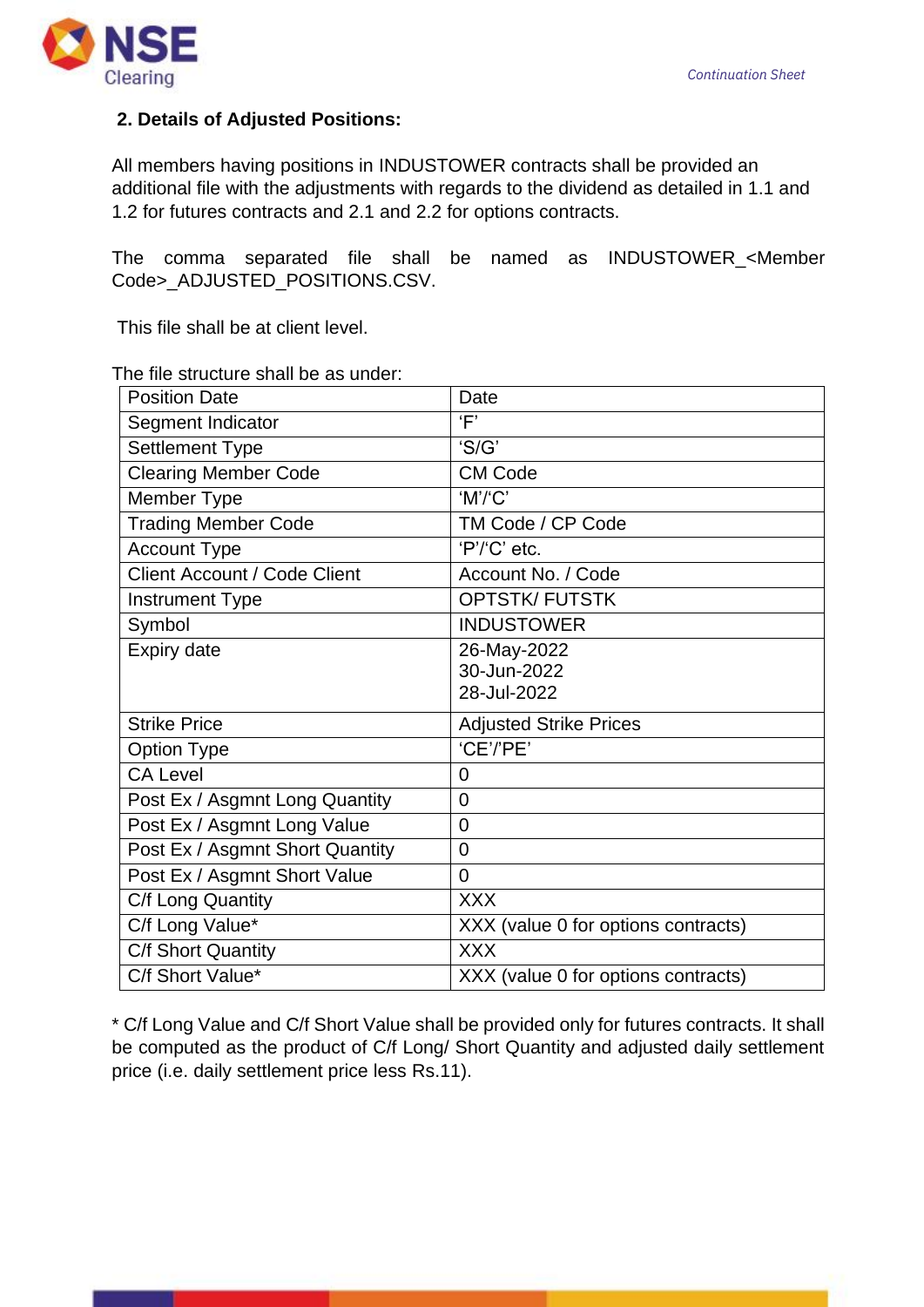**2. Details of Adjusted Positions:**

All members having positions in INDUSTOWER contracts shall be provided an additional file with the adjustments with regards to the dividend as detailed in 1.1 and 1.2 for futures contracts and 2.1 and 2.2 for options contracts.

The comma separated file shall be named as INDUSTOWER_<Member Code>_ADJUSTED_POSITIONS.CSV.

This file shall be at client level.

The file structure shall be as under:

| | |
|---|---|
| Position Date | Date |
| Segment Indicator | 'F' |
| Settlement Type | 'S/G' |
| Clearing Member Code | CM Code |
| Member Type | 'M'/'C' |
| Trading Member Code | TM Code / CP Code |
| Account Type | 'P'/'C' etc. |
| Client Account / Code Client | Account No. / Code |
| Instrument Type | OPTSTK/ FUTSTK |
| Symbol | INDUSTOWER |
| Expiry date | 26-May-2022<br>30-Jun-2022<br>28-Jul-2022 |
| Strike Price | Adjusted Strike Prices |
| Option Type | 'CE'/'PE' |
| CA Level | 0 |
| Post Ex / Asgmnt Long Quantity | 0 |
| Post Ex / Asgmnt Long Value | 0 |
| Post Ex / Asgmnt Short Quantity | 0 |
| Post Ex / Asgmnt Short Value | 0 |
| C/f Long Quantity | XXX |
| C/f Long Value* | XXX (value 0 for options contracts) |
| C/f Short Quantity | XXX |
| C/f Short Value* | XXX (value 0 for options contracts) |

* C/f Long Value and C/f Short Value shall be provided only for futures contracts. It shall be computed as the product of C/f Long/ Short Quantity and adjusted daily settlement price (i.e. daily settlement price less Rs.11).